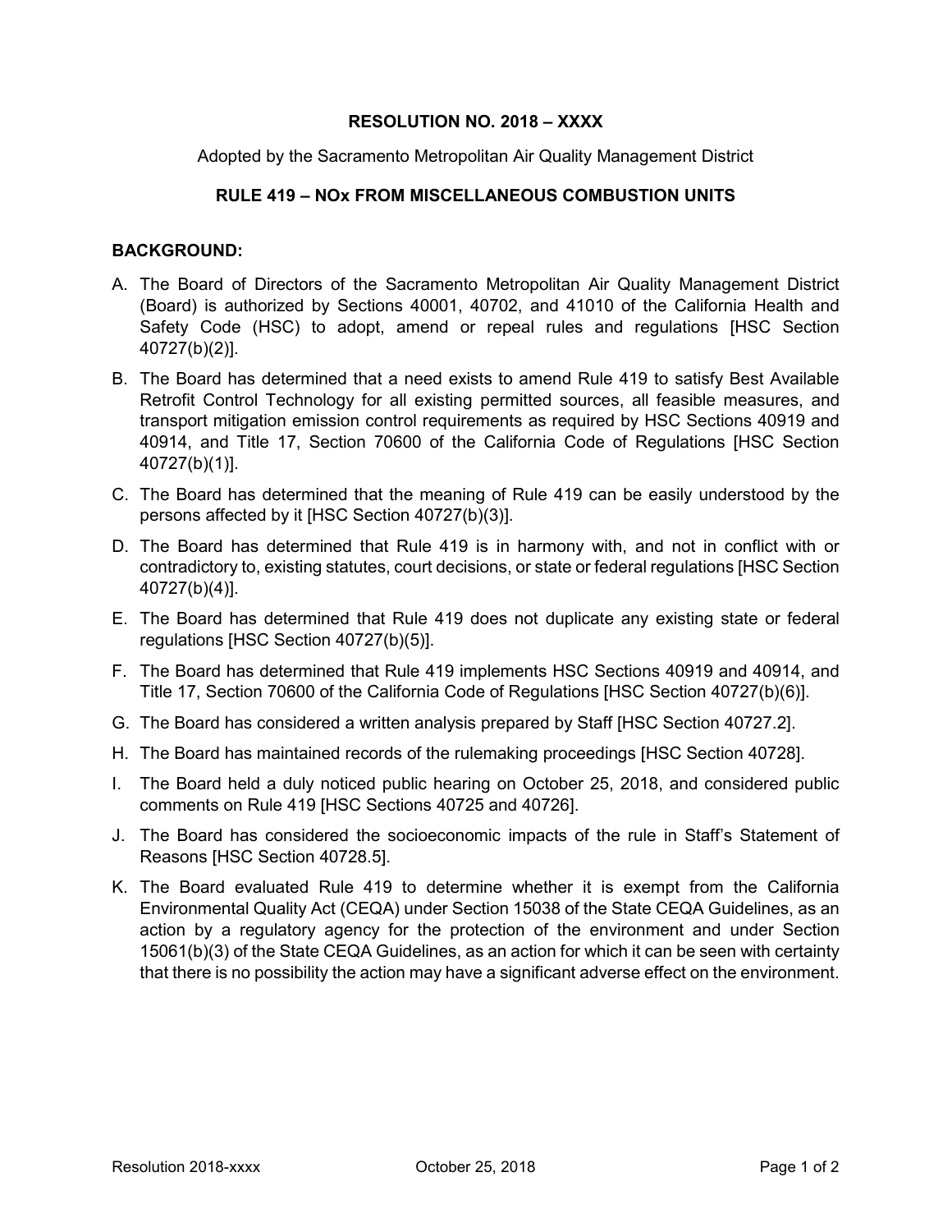**RESOLUTION NO. 2018 – XXXX**

Adopted by the Sacramento Metropolitan Air Quality Management District

**RULE 419 – NOx FROM MISCELLANEOUS COMBUSTION UNITS**

**BACKGROUND:**

A. The Board of Directors of the Sacramento Metropolitan Air Quality Management District (Board) is authorized by Sections 40001, 40702, and 41010 of the California Health and Safety Code (HSC) to adopt, amend or repeal rules and regulations [HSC Section 40727(b)(2)].

B. The Board has determined that a need exists to amend Rule 419 to satisfy Best Available Retrofit Control Technology for all existing permitted sources, all feasible measures, and transport mitigation emission control requirements as required by HSC Sections 40919 and 40914, and Title 17, Section 70600 of the California Code of Regulations [HSC Section 40727(b)(1)].

C. The Board has determined that the meaning of Rule 419 can be easily understood by the persons affected by it [HSC Section 40727(b)(3)].

D. The Board has determined that Rule 419 is in harmony with, and not in conflict with or contradictory to, existing statutes, court decisions, or state or federal regulations [HSC Section 40727(b)(4)].

E. The Board has determined that Rule 419 does not duplicate any existing state or federal regulations [HSC Section 40727(b)(5)].

F. The Board has determined that Rule 419 implements HSC Sections 40919 and 40914, and Title 17, Section 70600 of the California Code of Regulations [HSC Section 40727(b)(6)].

G. The Board has considered a written analysis prepared by Staff [HSC Section 40727.2].

H. The Board has maintained records of the rulemaking proceedings [HSC Section 40728].

I. The Board held a duly noticed public hearing on October 25, 2018, and considered public comments on Rule 419 [HSC Sections 40725 and 40726].

J. The Board has considered the socioeconomic impacts of the rule in Staff's Statement of Reasons [HSC Section 40728.5].

K. The Board evaluated Rule 419 to determine whether it is exempt from the California Environmental Quality Act (CEQA) under Section 15038 of the State CEQA Guidelines, as an action by a regulatory agency for the protection of the environment and under Section 15061(b)(3) of the State CEQA Guidelines, as an action for which it can be seen with certainty that there is no possibility the action may have a significant adverse effect on the environment.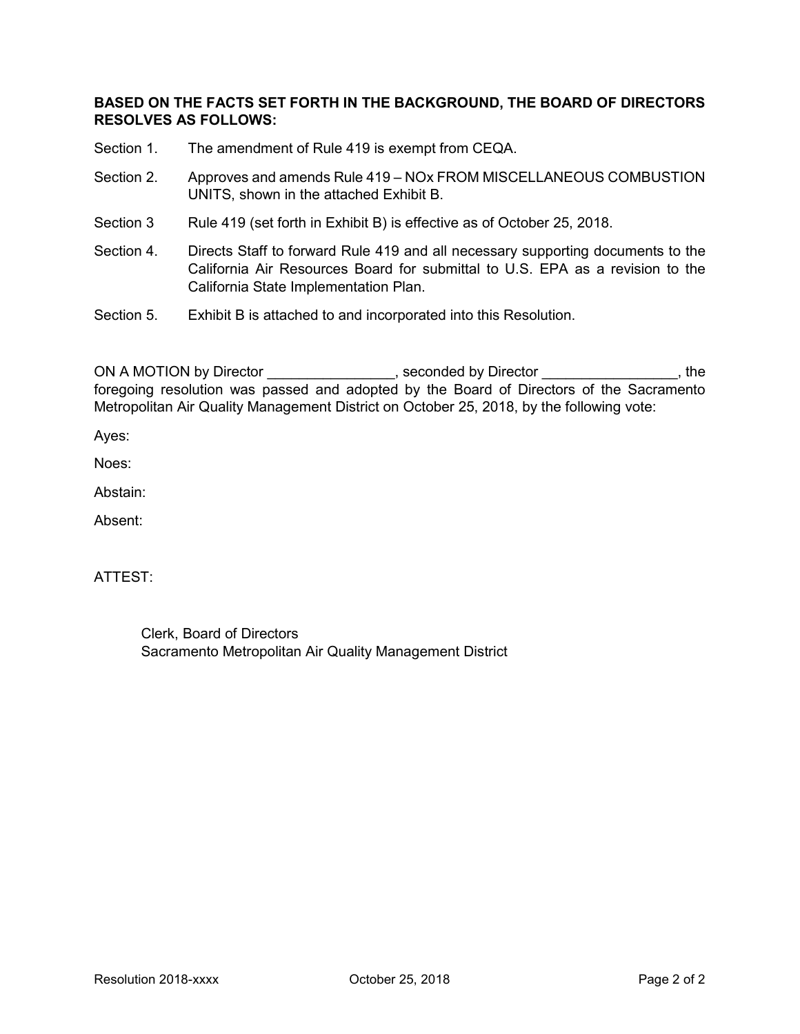**BASED ON THE FACTS SET FORTH IN THE BACKGROUND, THE BOARD OF DIRECTORS RESOLVES AS FOLLOWS:**

Section 1. The amendment of Rule 419 is exempt from CEQA.

Section 2. Approves and amends Rule 419 – NOx FROM MISCELLANEOUS COMBUSTION UNITS, shown in the attached Exhibit B.

Section 3 Rule 419 (set forth in Exhibit B) is effective as of October 25, 2018.

Section 4. Directs Staff to forward Rule 419 and all necessary supporting documents to the California Air Resources Board for submittal to U.S. EPA as a revision to the California State Implementation Plan.

Section 5. Exhibit B is attached to and incorporated into this Resolution.

ON A MOTION by Director ________________, seconded by Director _________________, the foregoing resolution was passed and adopted by the Board of Directors of the Sacramento Metropolitan Air Quality Management District on October 25, 2018, by the following vote:

Ayes:

Noes:

Abstain:

Absent:

ATTEST:

Clerk, Board of Directors
Sacramento Metropolitan Air Quality Management District

Resolution 2018-xxxx October 25, 2018